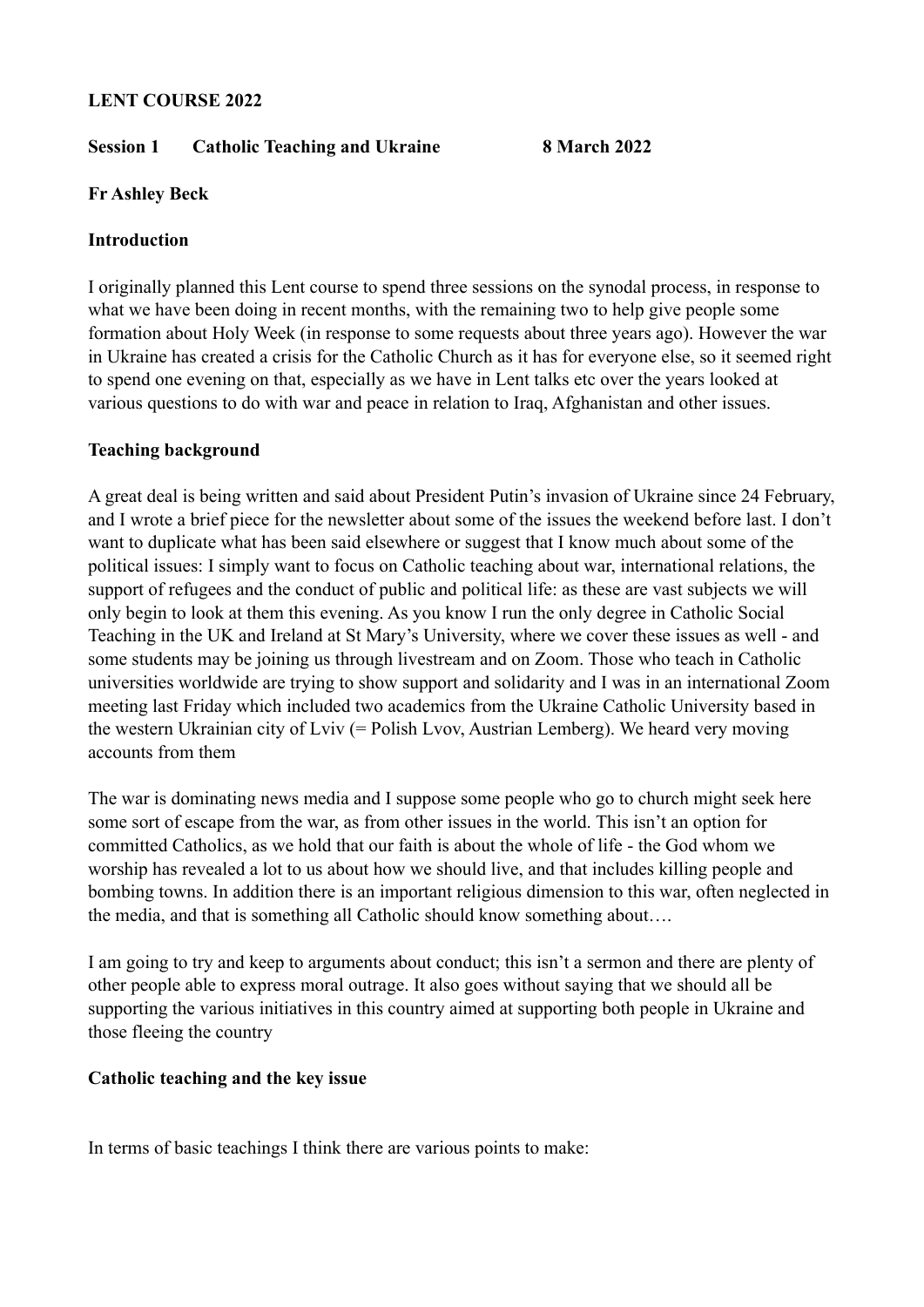**LENT COURSE 2022**

**Session 1 Catholic Teaching and Ukraine 8 March 2022**

**Fr Ashley Beck**

**Introduction**

I originally planned this Lent course to spend three sessions on the synodal process, in response to what we have been doing in recent months, with the remaining two to help give people some formation about Holy Week (in response to some requests about three years ago). However the war in Ukraine has created a crisis for the Catholic Church as it has for everyone else, so it seemed right to spend one evening on that, especially as we have in Lent talks etc over the years looked at various questions to do with war and peace in relation to Iraq, Afghanistan and other issues.

**Teaching background**

A great deal is being written and said about President Putin's invasion of Ukraine since 24 February, and I wrote a brief piece for the newsletter about some of the issues the weekend before last. I don't want to duplicate what has been said elsewhere or suggest that I know much about some of the political issues: I simply want to focus on Catholic teaching about war, international relations, the support of refugees and the conduct of public and political life: as these are vast subjects we will only begin to look at them this evening. As you know I run the only degree in Catholic Social Teaching in the UK and Ireland at St Mary's University, where we cover these issues as well - and some students may be joining us through livestream and on Zoom. Those who teach in Catholic universities worldwide are trying to show support and solidarity and I was in an international Zoom meeting last Friday which included two academics from the Ukraine Catholic University based in the western Ukrainian city of Lviv (= Polish Lvov, Austrian Lemberg). We heard very moving accounts from them

The war is dominating news media and I suppose some people who go to church might seek here some sort of escape from the war, as from other issues in the world. This isn't an option for committed Catholics, as we hold that our faith is about the whole of life - the God whom we worship has revealed a lot to us about how we should live, and that includes killing people and bombing towns. In addition there is an important religious dimension to this war, often neglected in the media, and that is something all Catholic should know something about….

I am going to try and keep to arguments about conduct; this isn't a sermon and there are plenty of other people able to express moral outrage. It also goes without saying that we should all be supporting the various initiatives in this country aimed at supporting both people in Ukraine and those fleeing the country

**Catholic teaching and the key issue**

In terms of basic teachings I think there are various points to make: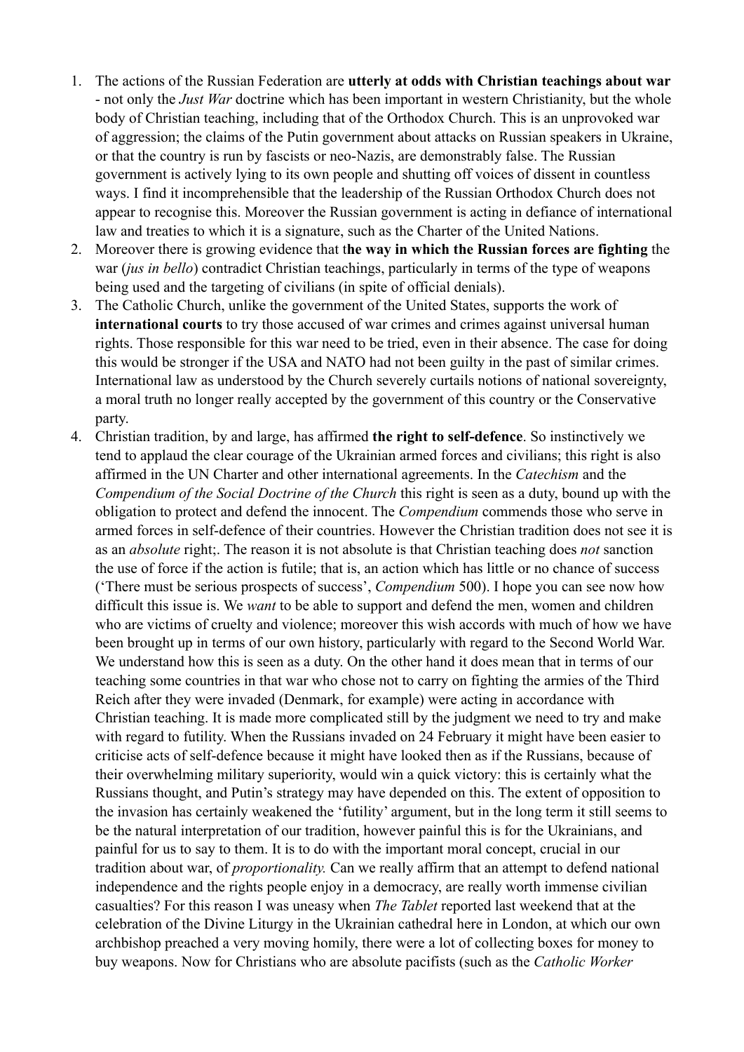1. The actions of the Russian Federation are **utterly at odds with Christian teachings about war** - not only the *Just War* doctrine which has been important in western Christianity, but the whole body of Christian teaching, including that of the Orthodox Church. This is an unprovoked war of aggression; the claims of the Putin government about attacks on Russian speakers in Ukraine, or that the country is run by fascists or neo-Nazis, are demonstrably false. The Russian government is actively lying to its own people and shutting off voices of dissent in countless ways. I find it incomprehensible that the leadership of the Russian Orthodox Church does not appear to recognise this. Moreover the Russian government is acting in defiance of international law and treaties to which it is a signature, such as the Charter of the United Nations.
2. Moreover there is growing evidence that t**he way in which the Russian forces are fighting** the war (*jus in bello*) contradict Christian teachings, particularly in terms of the type of weapons being used and the targeting of civilians (in spite of official denials).
3. The Catholic Church, unlike the government of the United States, supports the work of **international courts** to try those accused of war crimes and crimes against universal human rights. Those responsible for this war need to be tried, even in their absence. The case for doing this would be stronger if the USA and NATO had not been guilty in the past of similar crimes. International law as understood by the Church severely curtails notions of national sovereignty, a moral truth no longer really accepted by the government of this country or the Conservative party.
4. Christian tradition, by and large, has affirmed **the right to self-defence**. So instinctively we tend to applaud the clear courage of the Ukrainian armed forces and civilians; this right is also affirmed in the UN Charter and other international agreements. In the *Catechism* and the *Compendium of the Social Doctrine of the Church* this right is seen as a duty, bound up with the obligation to protect and defend the innocent. The *Compendium* commends those who serve in armed forces in self-defence of their countries. However the Christian tradition does not see it is as an *absolute* right;. The reason it is not absolute is that Christian teaching does *not* sanction the use of force if the action is futile; that is, an action which has little or no chance of success ('There must be serious prospects of success', *Compendium* 500). I hope you can see now how difficult this issue is. We *want* to be able to support and defend the men, women and children who are victims of cruelty and violence; moreover this wish accords with much of how we have been brought up in terms of our own history, particularly with regard to the Second World War. We understand how this is seen as a duty. On the other hand it does mean that in terms of our teaching some countries in that war who chose not to carry on fighting the armies of the Third Reich after they were invaded (Denmark, for example) were acting in accordance with Christian teaching. It is made more complicated still by the judgment we need to try and make with regard to futility. When the Russians invaded on 24 February it might have been easier to criticise acts of self-defence because it might have looked then as if the Russians, because of their overwhelming military superiority, would win a quick victory: this is certainly what the Russians thought, and Putin's strategy may have depended on this. The extent of opposition to the invasion has certainly weakened the 'futility' argument, but in the long term it still seems to be the natural interpretation of our tradition, however painful this is for the Ukrainians, and painful for us to say to them. It is to do with the important moral concept, crucial in our tradition about war, of *proportionality.* Can we really affirm that an attempt to defend national independence and the rights people enjoy in a democracy, are really worth immense civilian casualties? For this reason I was uneasy when *The Tablet* reported last weekend that at the celebration of the Divine Liturgy in the Ukrainian cathedral here in London, at which our own archbishop preached a very moving homily, there were a lot of collecting boxes for money to buy weapons. Now for Christians who are absolute pacifists (such as the *Catholic Worker*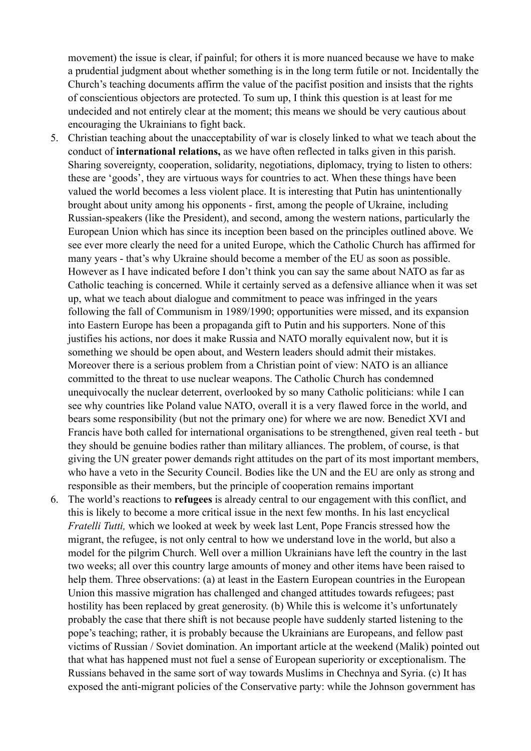movement) the issue is clear, if painful; for others it is more nuanced because we have to make a prudential judgment about whether something is in the long term futile or not. Incidentally the Church's teaching documents affirm the value of the pacifist position and insists that the rights of conscientious objectors are protected. To sum up, I think this question is at least for me undecided and not entirely clear at the moment; this means we should be very cautious about encouraging the Ukrainians to fight back.

5. Christian teaching about the unacceptability of war is closely linked to what we teach about the conduct of **international relations,** as we have often reflected in talks given in this parish. Sharing sovereignty, cooperation, solidarity, negotiations, diplomacy, trying to listen to others: these are 'goods', they are virtuous ways for countries to act. When these things have been valued the world becomes a less violent place. It is interesting that Putin has unintentionally brought about unity among his opponents - first, among the people of Ukraine, including Russian-speakers (like the President), and second, among the western nations, particularly the European Union which has since its inception been based on the principles outlined above. We see ever more clearly the need for a united Europe, which the Catholic Church has affirmed for many years - that's why Ukraine should become a member of the EU as soon as possible. However as I have indicated before I don't think you can say the same about NATO as far as Catholic teaching is concerned. While it certainly served as a defensive alliance when it was set up, what we teach about dialogue and commitment to peace was infringed in the years following the fall of Communism in 1989/1990; opportunities were missed, and its expansion into Eastern Europe has been a propaganda gift to Putin and his supporters. None of this justifies his actions, nor does it make Russia and NATO morally equivalent now, but it is something we should be open about, and Western leaders should admit their mistakes. Moreover there is a serious problem from a Christian point of view: NATO is an alliance committed to the threat to use nuclear weapons. The Catholic Church has condemned unequivocally the nuclear deterrent, overlooked by so many Catholic politicians: while I can see why countries like Poland value NATO, overall it is a very flawed force in the world, and bears some responsibility (but not the primary one) for where we are now. Benedict XVI and Francis have both called for international organisations to be strengthened, given real teeth - but they should be genuine bodies rather than military alliances. The problem, of course, is that giving the UN greater power demands right attitudes on the part of its most important members, who have a veto in the Security Council. Bodies like the UN and the EU are only as strong and responsible as their members, but the principle of cooperation remains important

6. The world's reactions to **refugees** is already central to our engagement with this conflict, and this is likely to become a more critical issue in the next few months. In his last encyclical *Fratelli Tutti,* which we looked at week by week last Lent, Pope Francis stressed how the migrant, the refugee, is not only central to how we understand love in the world, but also a model for the pilgrim Church. Well over a million Ukrainians have left the country in the last two weeks; all over this country large amounts of money and other items have been raised to help them. Three observations: (a) at least in the Eastern European countries in the European Union this massive migration has challenged and changed attitudes towards refugees; past hostility has been replaced by great generosity. (b) While this is welcome it's unfortunately probably the case that there shift is not because people have suddenly started listening to the pope's teaching; rather, it is probably because the Ukrainians are Europeans, and fellow past victims of Russian / Soviet domination. An important article at the weekend (Malik) pointed out that what has happened must not fuel a sense of European superiority or exceptionalism. The Russians behaved in the same sort of way towards Muslims in Chechnya and Syria. (c) It has exposed the anti-migrant policies of the Conservative party: while the Johnson government has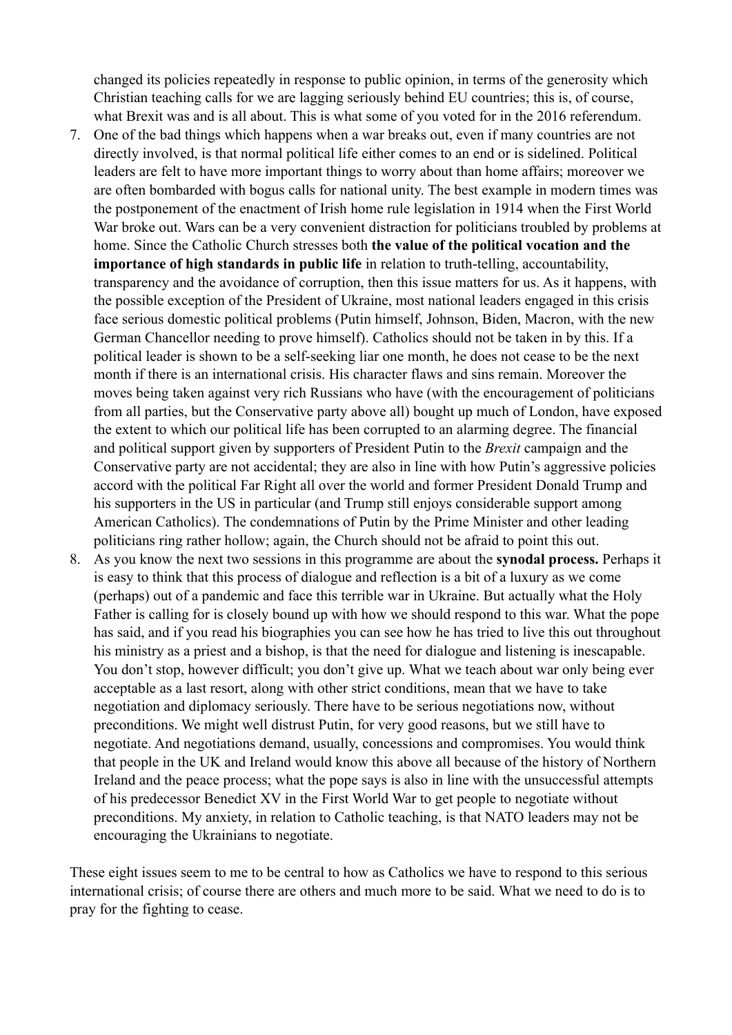changed its policies repeatedly in response to public opinion, in terms of the generosity which Christian teaching calls for we are lagging seriously behind EU countries; this is, of course, what Brexit was and is all about. This is what some of you voted for in the 2016 referendum.

7. One of the bad things which happens when a war breaks out, even if many countries are not directly involved, is that normal political life either comes to an end or is sidelined. Political leaders are felt to have more important things to worry about than home affairs; moreover we are often bombarded with bogus calls for national unity. The best example in modern times was the postponement of the enactment of Irish home rule legislation in 1914 when the First World War broke out. Wars can be a very convenient distraction for politicians troubled by problems at home. Since the Catholic Church stresses both **the value of the political vocation and the importance of high standards in public life** in relation to truth-telling, accountability, transparency and the avoidance of corruption, then this issue matters for us. As it happens, with the possible exception of the President of Ukraine, most national leaders engaged in this crisis face serious domestic political problems (Putin himself, Johnson, Biden, Macron, with the new German Chancellor needing to prove himself). Catholics should not be taken in by this. If a political leader is shown to be a self-seeking liar one month, he does not cease to be the next month if there is an international crisis. His character flaws and sins remain. Moreover the moves being taken against very rich Russians who have (with the encouragement of politicians from all parties, but the Conservative party above all) bought up much of London, have exposed the extent to which our political life has been corrupted to an alarming degree. The financial and political support given by supporters of President Putin to the *Brexit* campaign and the Conservative party are not accidental; they are also in line with how Putin's aggressive policies accord with the political Far Right all over the world and former President Donald Trump and his supporters in the US in particular (and Trump still enjoys considerable support among American Catholics). The condemnations of Putin by the Prime Minister and other leading politicians ring rather hollow; again, the Church should not be afraid to point this out.
8. As you know the next two sessions in this programme are about the **synodal process.** Perhaps it is easy to think that this process of dialogue and reflection is a bit of a luxury as we come (perhaps) out of a pandemic and face this terrible war in Ukraine. But actually what the Holy Father is calling for is closely bound up with how we should respond to this war. What the pope has said, and if you read his biographies you can see how he has tried to live this out throughout his ministry as a priest and a bishop, is that the need for dialogue and listening is inescapable. You don't stop, however difficult; you don't give up. What we teach about war only being ever acceptable as a last resort, along with other strict conditions, mean that we have to take negotiation and diplomacy seriously. There have to be serious negotiations now, without preconditions. We might well distrust Putin, for very good reasons, but we still have to negotiate. And negotiations demand, usually, concessions and compromises. You would think that people in the UK and Ireland would know this above all because of the history of Northern Ireland and the peace process; what the pope says is also in line with the unsuccessful attempts of his predecessor Benedict XV in the First World War to get people to negotiate without preconditions. My anxiety, in relation to Catholic teaching, is that NATO leaders may not be encouraging the Ukrainians to negotiate.

These eight issues seem to me to be central to how as Catholics we have to respond to this serious international crisis; of course there are others and much more to be said. What we need to do is to pray for the fighting to cease.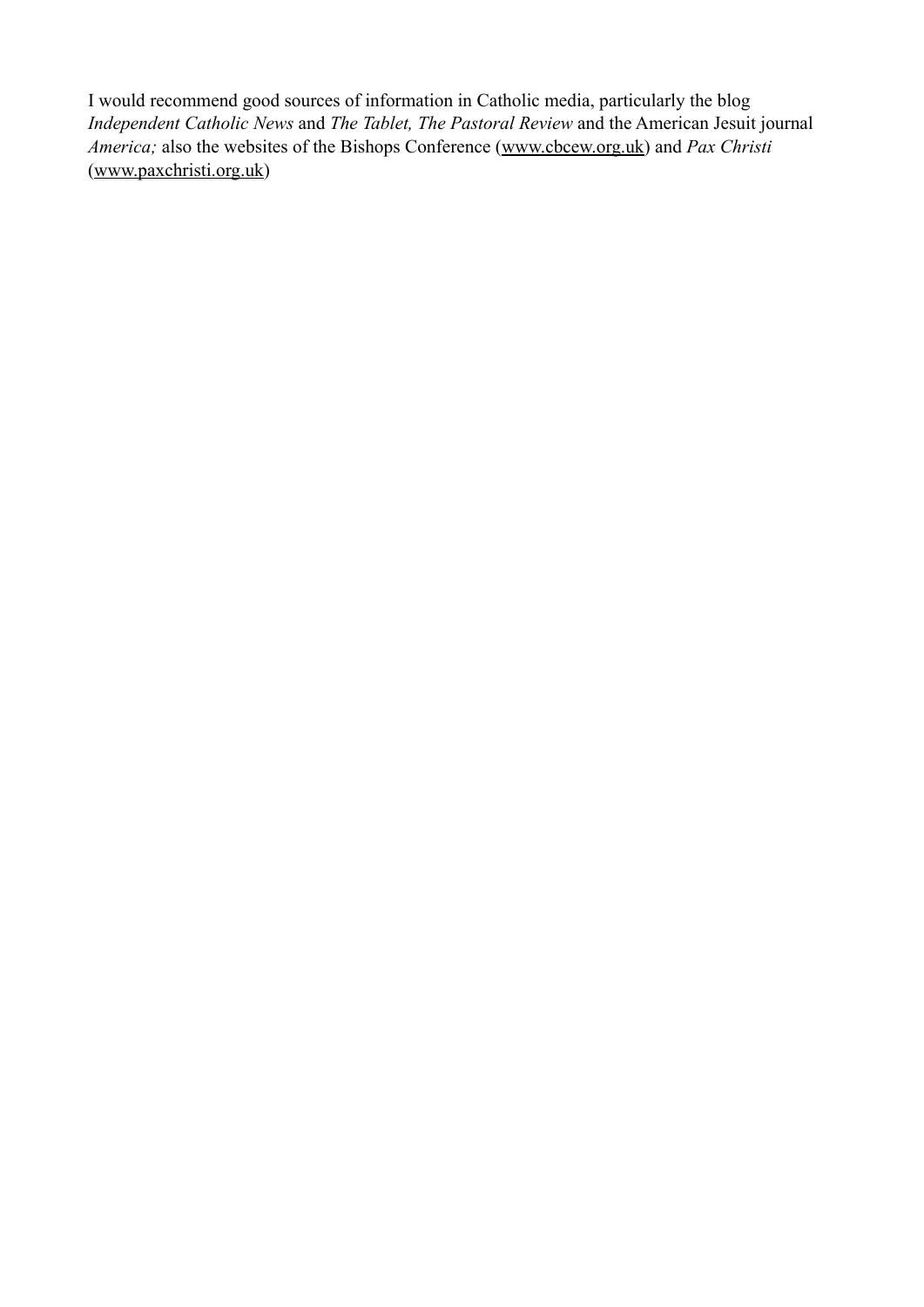I would recommend good sources of information in Catholic media, particularly the blog *Independent Catholic News* and *The Tablet, The Pastoral Review* and the American Jesuit journal *America;* also the websites of the Bishops Conference (www.cbcew.org.uk) and *Pax Christi* (www.paxchristi.org.uk)